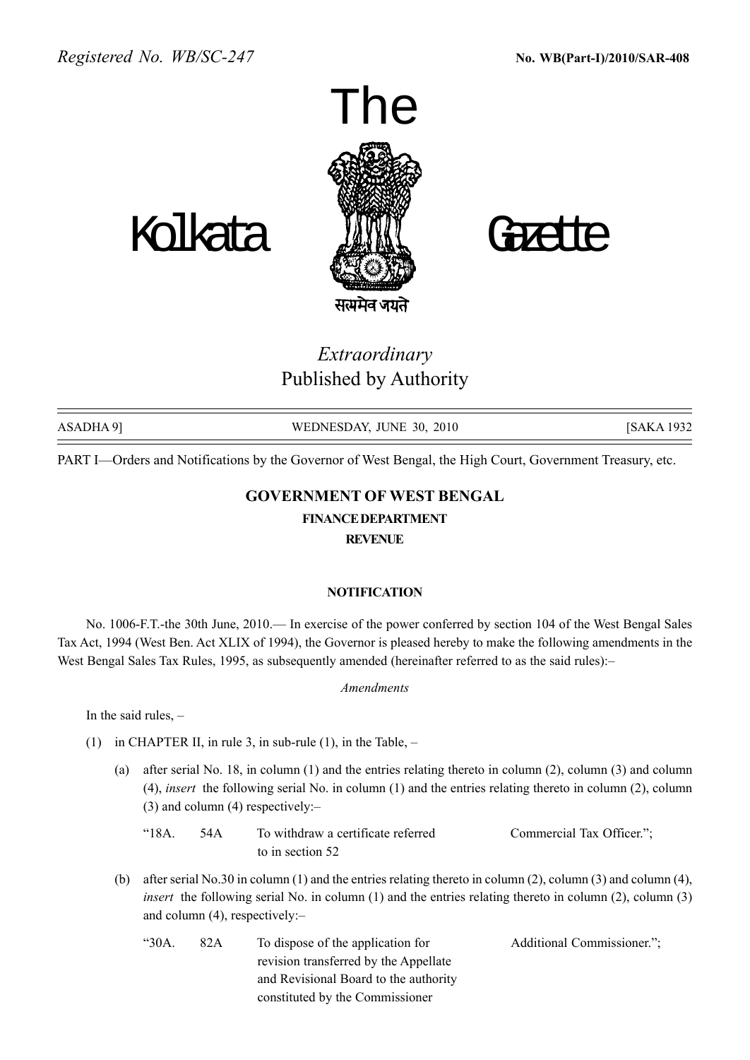Registered No. WB/SC-247 **No. WB(Part-I)/2010/SAR-408**

# The Kolkata Gazette

*Extraordinary*
Published by Authority

ASADHA 9] WEDNESDAY, JUNE 30, 2010 [SAKA 1932

PART I—Orders and Notifications by the Governor of West Bengal, the High Court, Government Treasury, etc.

## GOVERNMENT OF WEST BENGAL

### FINANCE DEPARTMENT

### REVENUE

#### NOTIFICATION

No. 1006-F.T.-the 30th June, 2010.— In exercise of the power conferred by section 104 of the West Bengal Sales Tax Act, 1994 (West Ben. Act XLIX of 1994), the Governor is pleased hereby to make the following amendments in the West Bengal Sales Tax Rules, 1995, as subsequently amended (hereinafter referred to as the said rules):–

*Amendments*

In the said rules, –

(1) in CHAPTER II, in rule 3, in sub-rule (1), in the Table, –

(a) after serial No. 18, in column (1) and the entries relating thereto in column (2), column (3) and column (4), *insert* the following serial No. in column (1) and the entries relating thereto in column (2), column (3) and column (4) respectively:–

| | | | |
|---|---|---|---|
| "18A. | 54A | To withdraw a certificate referred to in section 52 | Commercial Tax Officer."; |

(b) after serial No.30 in column (1) and the entries relating thereto in column (2), column (3) and column (4), *insert* the following serial No. in column (1) and the entries relating thereto in column (2), column (3) and column (4), respectively:–

| | | | |
|---|---|---|---|
| "30A. | 82A | To dispose of the application for revision transferred by the Appellate and Revisional Board to the authority constituted by the Commissioner | Additional Commissioner."; |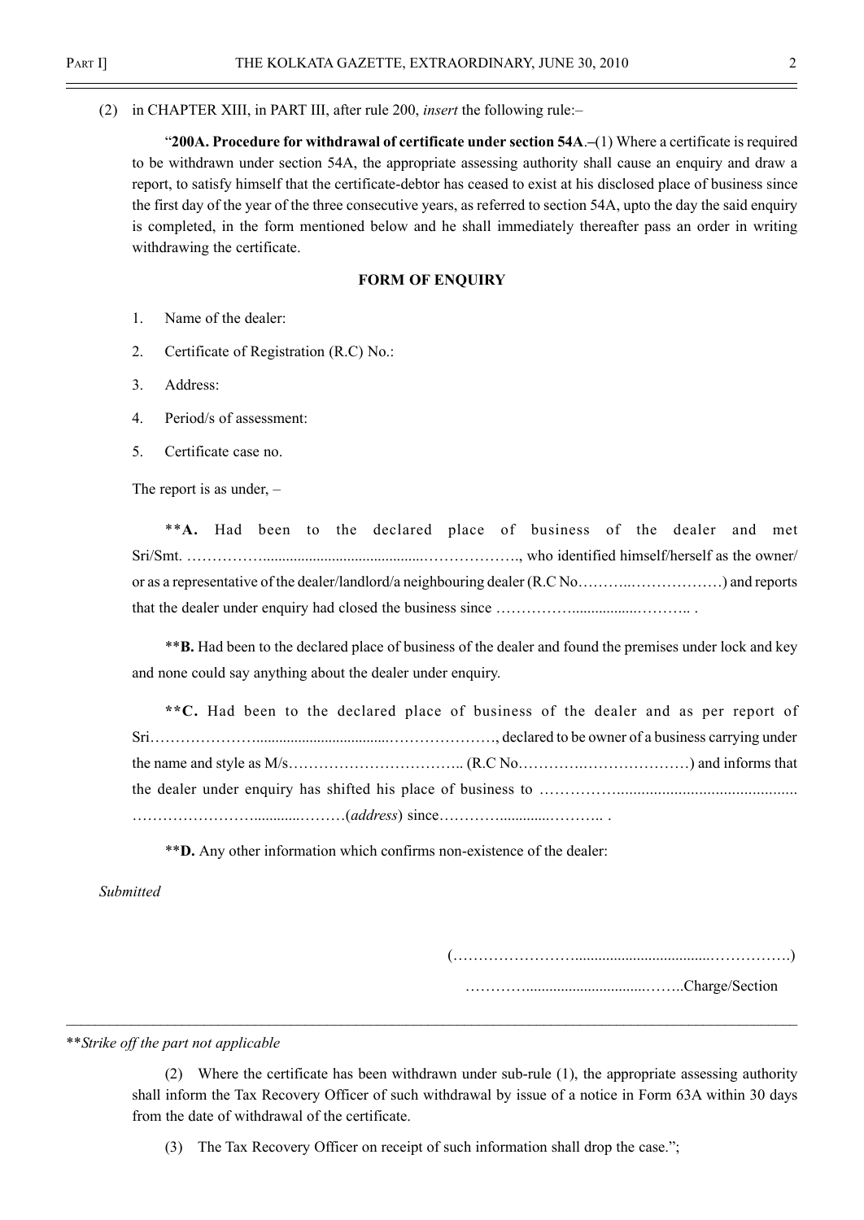(2) in CHAPTER XIII, in PART III, after rule 200, *insert* the following rule:–

"**200A. Procedure for withdrawal of certificate under section 54A**.–(1) Where a certificate is required to be withdrawn under section 54A, the appropriate assessing authority shall cause an enquiry and draw a report, to satisfy himself that the certificate-debtor has ceased to exist at his disclosed place of business since the first day of the year of the three consecutive years, as referred to section 54A, upto the day the said enquiry is completed, in the form mentioned below and he shall immediately thereafter pass an order in writing withdrawing the certificate.

**FORM OF ENQUIRY**

1. Name of the dealer:
2. Certificate of Registration (R.C) No.:
3. Address:
4. Period/s of assessment:
5. Certificate case no.

The report is as under, –

**A.** Had been to the declared place of business of the dealer and met Sri/Smt. …………….........................................………………., who identified himself/herself as the owner/ or as a representative of the dealer/landlord/a neighbouring dealer (R.C No………..………………) and reports that the dealer under enquiry had closed the business since …………….................……….. .

**B.** Had been to the declared place of business of the dealer and found the premises under lock and key and none could say anything about the dealer under enquiry.

**C.** Had been to the declared place of business of the dealer and as per report of Sri…………………..................................…………………, declared to be owner of a business carrying under the name and style as M/s…………………………….. (R.C No…………..…………………) and informs that the dealer under enquiry has shifted his place of business to …………….......................................... …………………….........………(*address*) since……….............……….. .

**D.** Any other information which confirms non-existence of the dealer:

*Submitted*

(…………………….................................……………)

………….............................……..Charge/Section

---

***Strike off the part not applicable*

(2) Where the certificate has been withdrawn under sub-rule (1), the appropriate assessing authority shall inform the Tax Recovery Officer of such withdrawal by issue of a notice in Form 63A within 30 days from the date of withdrawal of the certificate.

(3) The Tax Recovery Officer on receipt of such information shall drop the case.";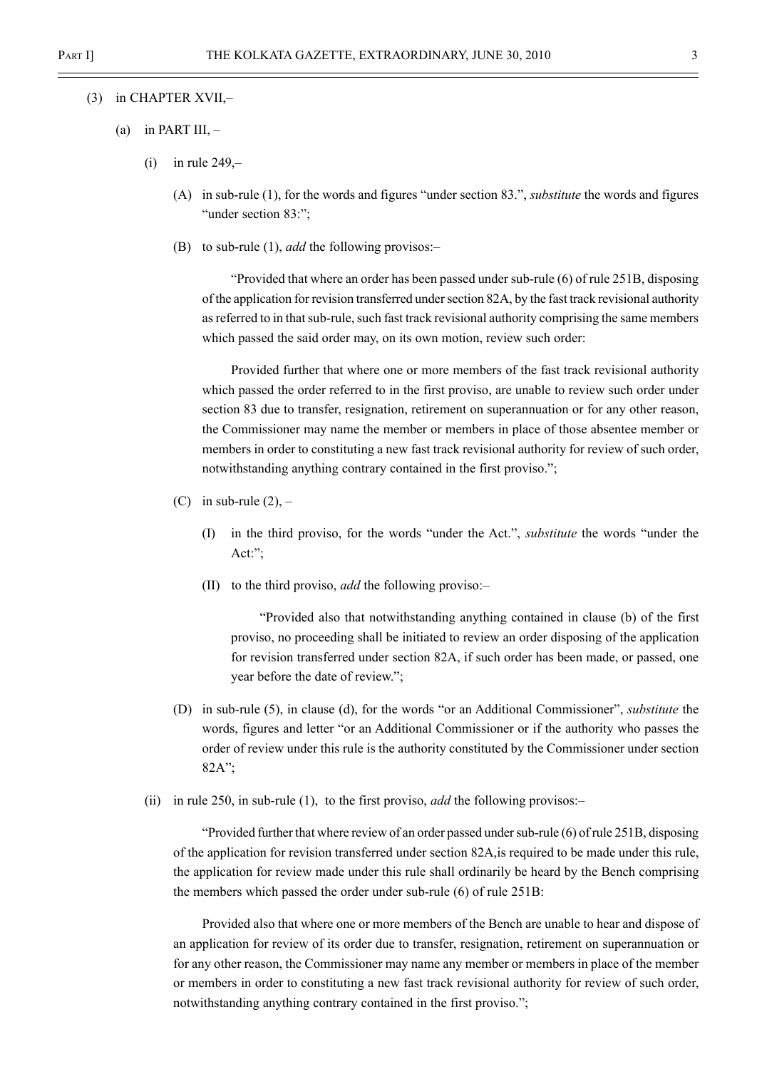(3) in CHAPTER XVII,–

(a) in PART III, –

(i) in rule 249,–

(A) in sub-rule (1), for the words and figures "under section 83.", *substitute* the words and figures "under section 83:";

(B) to sub-rule (1), *add* the following provisos:–

"Provided that where an order has been passed under sub-rule (6) of rule 251B, disposing of the application for revision transferred under section 82A, by the fast track revisional authority as referred to in that sub-rule, such fast track revisional authority comprising the same members which passed the said order may, on its own motion, review such order:

Provided further that where one or more members of the fast track revisional authority which passed the order referred to in the first proviso, are unable to review such order under section 83 due to transfer, resignation, retirement on superannuation or for any other reason, the Commissioner may name the member or members in place of those absentee member or members in order to constituting a new fast track revisional authority for review of such order, notwithstanding anything contrary contained in the first proviso.";

(C) in sub-rule (2), –

(I) in the third proviso, for the words "under the Act.", *substitute* the words "under the Act:";

(II) to the third proviso, *add* the following proviso:–

"Provided also that notwithstanding anything contained in clause (b) of the first proviso, no proceeding shall be initiated to review an order disposing of the application for revision transferred under section 82A, if such order has been made, or passed, one year before the date of review.";

(D) in sub-rule (5), in clause (d), for the words "or an Additional Commissioner", *substitute* the words, figures and letter "or an Additional Commissioner or if the authority who passes the order of review under this rule is the authority constituted by the Commissioner under section 82A";

(ii) in rule 250, in sub-rule (1), to the first proviso, *add* the following provisos:–

"Provided further that where review of an order passed under sub-rule (6) of rule 251B, disposing of the application for revision transferred under section 82A,is required to be made under this rule, the application for review made under this rule shall ordinarily be heard by the Bench comprising the members which passed the order under sub-rule (6) of rule 251B:

Provided also that where one or more members of the Bench are unable to hear and dispose of an application for review of its order due to transfer, resignation, retirement on superannuation or for any other reason, the Commissioner may name any member or members in place of the member or members in order to constituting a new fast track revisional authority for review of such order, notwithstanding anything contrary contained in the first proviso.";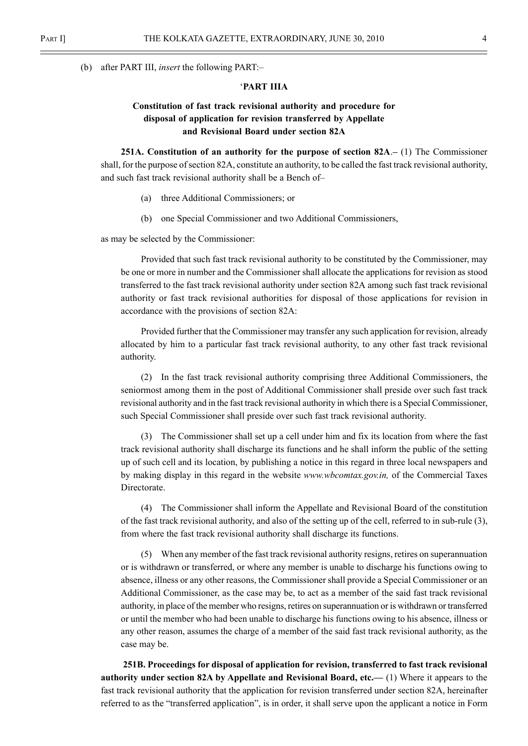(b) after PART III, *insert* the following PART:–

## 'PART IIIA

### Constitution of fast track revisional authority and procedure for disposal of application for revision transferred by Appellate and Revisional Board under section 82A

**251A. Constitution of an authority for the purpose of section 82A**.– (1) The Commissioner shall, for the purpose of section 82A, constitute an authority, to be called the fast track revisional authority, and such fast track revisional authority shall be a Bench of–

(a) three Additional Commissioners; or

(b) one Special Commissioner and two Additional Commissioners,

as may be selected by the Commissioner:

Provided that such fast track revisional authority to be constituted by the Commissioner, may be one or more in number and the Commissioner shall allocate the applications for revision as stood transferred to the fast track revisional authority under section 82A among such fast track revisional authority or fast track revisional authorities for disposal of those applications for revision in accordance with the provisions of section 82A:

Provided further that the Commissioner may transfer any such application for revision, already allocated by him to a particular fast track revisional authority, to any other fast track revisional authority.

(2) In the fast track revisional authority comprising three Additional Commissioners, the seniormost among them in the post of Additional Commissioner shall preside over such fast track revisional authority and in the fast track revisional authority in which there is a Special Commissioner, such Special Commissioner shall preside over such fast track revisional authority.

(3) The Commissioner shall set up a cell under him and fix its location from where the fast track revisional authority shall discharge its functions and he shall inform the public of the setting up of such cell and its location, by publishing a notice in this regard in three local newspapers and by making display in this regard in the website *www.wbcomtax.gov.in,* of the Commercial Taxes Directorate.

(4) The Commissioner shall inform the Appellate and Revisional Board of the constitution of the fast track revisional authority, and also of the setting up of the cell, referred to in sub-rule (3), from where the fast track revisional authority shall discharge its functions.

(5) When any member of the fast track revisional authority resigns, retires on superannuation or is withdrawn or transferred, or where any member is unable to discharge his functions owing to absence, illness or any other reasons, the Commissioner shall provide a Special Commissioner or an Additional Commissioner, as the case may be, to act as a member of the said fast track revisional authority, in place of the member who resigns, retires on superannuation or is withdrawn or transferred or until the member who had been unable to discharge his functions owing to his absence, illness or any other reason, assumes the charge of a member of the said fast track revisional authority, as the case may be.

**251B. Proceedings for disposal of application for revision, transferred to fast track revisional authority under section 82A by Appellate and Revisional Board, etc.—** (1) Where it appears to the fast track revisional authority that the application for revision transferred under section 82A, hereinafter referred to as the "transferred application", is in order, it shall serve upon the applicant a notice in Form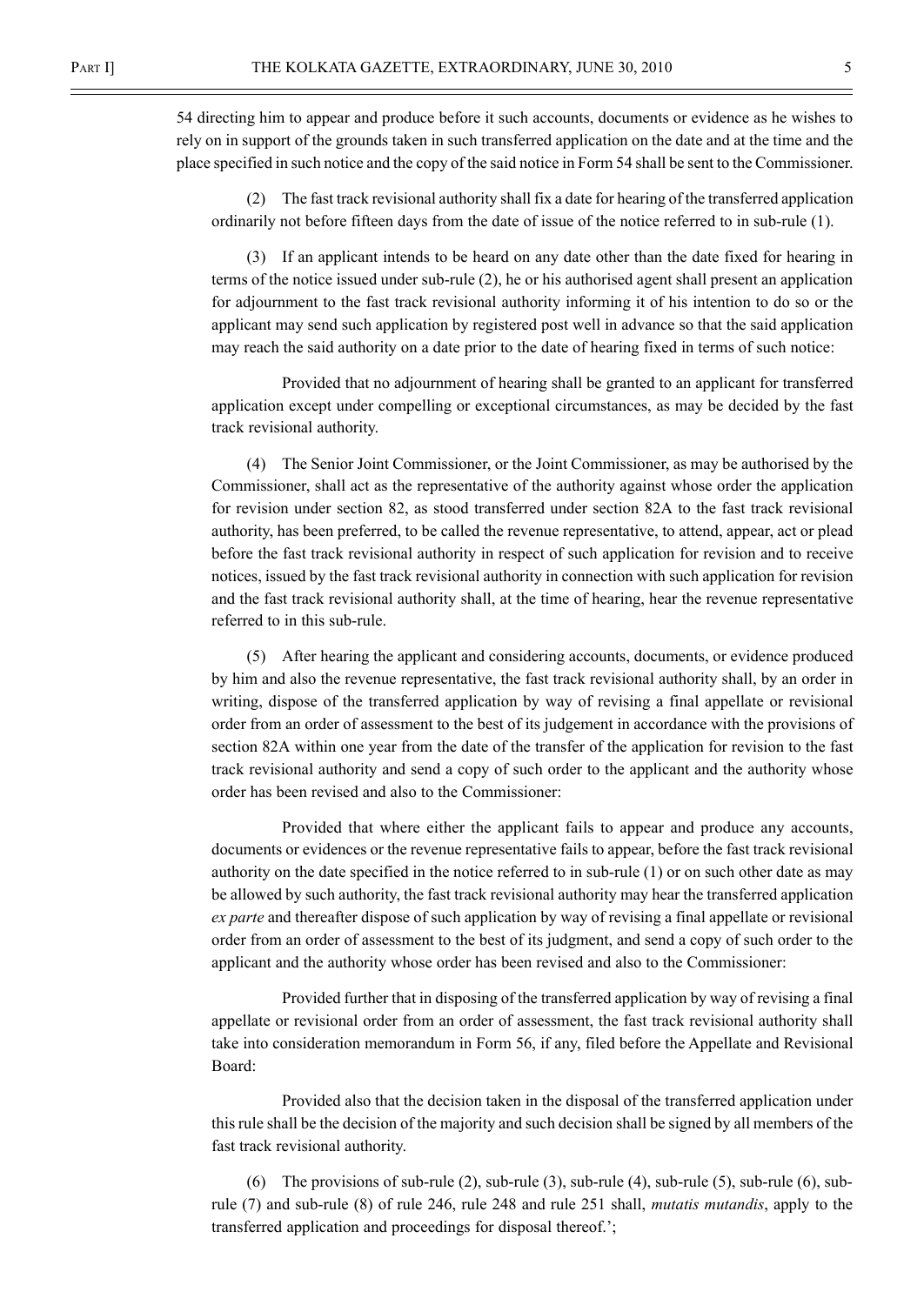54 directing him to appear and produce before it such accounts, documents or evidence as he wishes to rely on in support of the grounds taken in such transferred application on the date and at the time and the place specified in such notice and the copy of the said notice in Form 54 shall be sent to the Commissioner.

(2) The fast track revisional authority shall fix a date for hearing of the transferred application ordinarily not before fifteen days from the date of issue of the notice referred to in sub-rule (1).

(3) If an applicant intends to be heard on any date other than the date fixed for hearing in terms of the notice issued under sub-rule (2), he or his authorised agent shall present an application for adjournment to the fast track revisional authority informing it of his intention to do so or the applicant may send such application by registered post well in advance so that the said application may reach the said authority on a date prior to the date of hearing fixed in terms of such notice:

Provided that no adjournment of hearing shall be granted to an applicant for transferred application except under compelling or exceptional circumstances, as may be decided by the fast track revisional authority.

(4) The Senior Joint Commissioner, or the Joint Commissioner, as may be authorised by the Commissioner, shall act as the representative of the authority against whose order the application for revision under section 82, as stood transferred under section 82A to the fast track revisional authority, has been preferred, to be called the revenue representative, to attend, appear, act or plead before the fast track revisional authority in respect of such application for revision and to receive notices, issued by the fast track revisional authority in connection with such application for revision and the fast track revisional authority shall, at the time of hearing, hear the revenue representative referred to in this sub-rule.

(5) After hearing the applicant and considering accounts, documents, or evidence produced by him and also the revenue representative, the fast track revisional authority shall, by an order in writing, dispose of the transferred application by way of revising a final appellate or revisional order from an order of assessment to the best of its judgement in accordance with the provisions of section 82A within one year from the date of the transfer of the application for revision to the fast track revisional authority and send a copy of such order to the applicant and the authority whose order has been revised and also to the Commissioner:

Provided that where either the applicant fails to appear and produce any accounts, documents or evidences or the revenue representative fails to appear, before the fast track revisional authority on the date specified in the notice referred to in sub-rule (1) or on such other date as may be allowed by such authority, the fast track revisional authority may hear the transferred application *ex parte* and thereafter dispose of such application by way of revising a final appellate or revisional order from an order of assessment to the best of its judgment, and send a copy of such order to the applicant and the authority whose order has been revised and also to the Commissioner:

Provided further that in disposing of the transferred application by way of revising a final appellate or revisional order from an order of assessment, the fast track revisional authority shall take into consideration memorandum in Form 56, if any, filed before the Appellate and Revisional Board:

Provided also that the decision taken in the disposal of the transferred application under this rule shall be the decision of the majority and such decision shall be signed by all members of the fast track revisional authority.

(6) The provisions of sub-rule (2), sub-rule (3), sub-rule (4), sub-rule (5), sub-rule (6), sub-rule (7) and sub-rule (8) of rule 246, rule 248 and rule 251 shall, *mutatis mutandis*, apply to the transferred application and proceedings for disposal thereof.';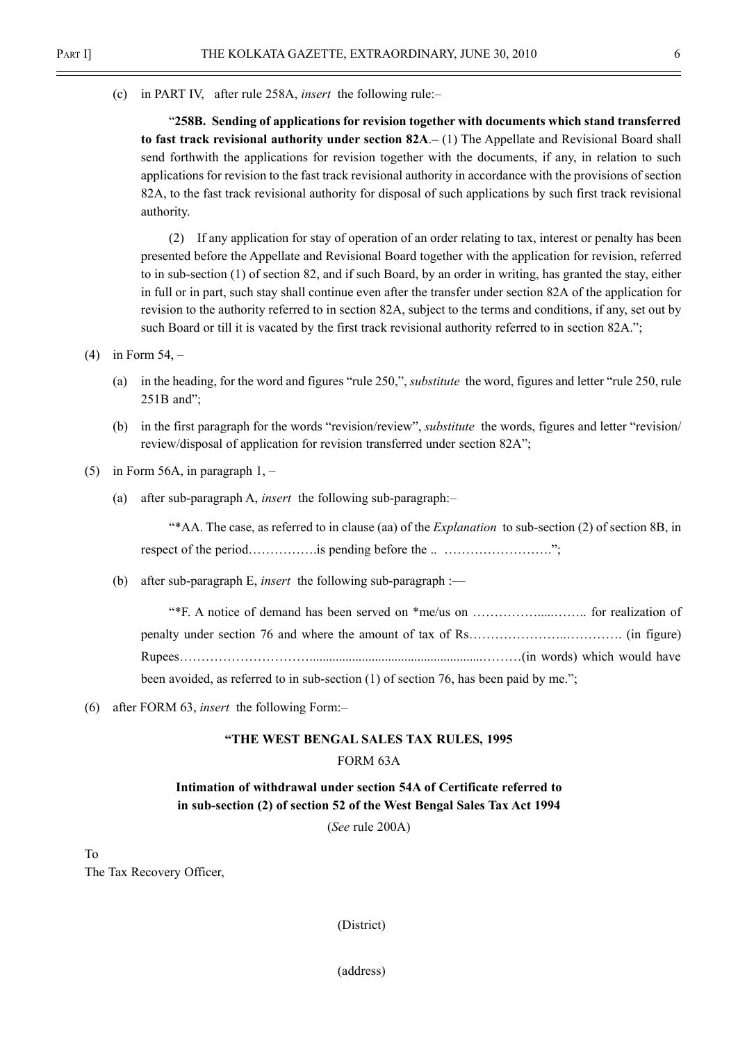(c) in PART IV, after rule 258A, *insert* the following rule:–

"**258B. Sending of applications for revision together with documents which stand transferred to fast track revisional authority under section 82A**.– (1) The Appellate and Revisional Board shall send forthwith the applications for revision together with the documents, if any, in relation to such applications for revision to the fast track revisional authority in accordance with the provisions of section 82A, to the fast track revisional authority for disposal of such applications by such first track revisional authority.

(2) If any application for stay of operation of an order relating to tax, interest or penalty has been presented before the Appellate and Revisional Board together with the application for revision, referred to in sub-section (1) of section 82, and if such Board, by an order in writing, has granted the stay, either in full or in part, such stay shall continue even after the transfer under section 82A of the application for revision to the authority referred to in section 82A, subject to the terms and conditions, if any, set out by such Board or till it is vacated by the first track revisional authority referred to in section 82A.";

(4) in Form 54, –

(a) in the heading, for the word and figures "rule 250,", *substitute* the word, figures and letter "rule 250, rule 251B and";

(b) in the first paragraph for the words "revision/review", *substitute* the words, figures and letter "revision/ review/disposal of application for revision transferred under section 82A";

(5) in Form 56A, in paragraph 1, –

(a) after sub-paragraph A, *insert* the following sub-paragraph:–

"*AA. The case, as referred to in clause (aa) of the *Explanation* to sub-section (2) of section 8B, in respect of the period…………….is pending before the .. …………………….";

(b) after sub-paragraph E, *insert* the following sub-paragraph :—

"*F. A notice of demand has been served on *me/us on ……………....…….. for realization of penalty under section 76 and where the amount of tax of Rs…………………..…………. (in figure) Rupees………………………..................................................………(in words) which would have been avoided, as referred to in sub-section (1) of section 76, has been paid by me.";

(6) after FORM 63, *insert* the following Form:–

**"THE WEST BENGAL SALES TAX RULES, 1995**

FORM 63A

**Intimation of withdrawal under section 54A of Certificate referred to in sub-section (2) of section 52 of the West Bengal Sales Tax Act 1994**

(*See* rule 200A)

To
The Tax Recovery Officer,

(District)

(address)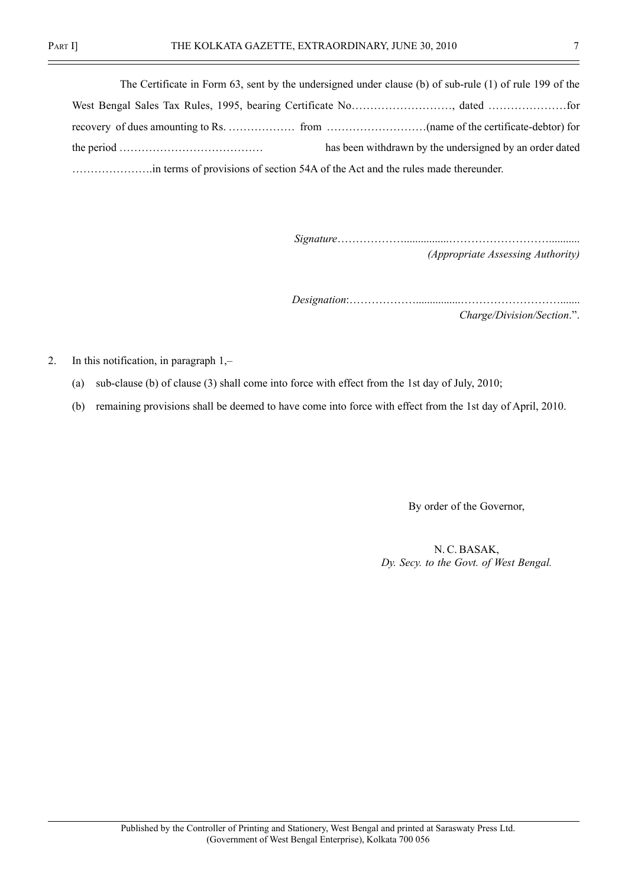The Certificate in Form 63, sent by the undersigned under clause (b) of sub-rule (1) of rule 199 of the West Bengal Sales Tax Rules, 1995, bearing Certificate No………………………, dated …………………for recovery of dues amounting to Rs. ……………… from ………………………(name of the certificate-debtor) for the period ………………………………… has been withdrawn by the undersigned by an order dated ………………….in terms of provisions of section 54A of the Act and the rules made thereunder.

*Signature*………………................……………………...........
*(Appropriate Assessing Authority)*

*Designation*:………………................………………………......
*Charge/Division/Section*.".

2. In this notification, in paragraph 1,–

(a) sub-clause (b) of clause (3) shall come into force with effect from the 1st day of July, 2010;

(b) remaining provisions shall be deemed to have come into force with effect from the 1st day of April, 2010.

By order of the Governor,

N. C. BASAK,
*Dy. Secy. to the Govt. of West Bengal.*

Published by the Controller of Printing and Stationery, West Bengal and printed at Saraswaty Press Ltd.
(Government of West Bengal Enterprise), Kolkata 700 056